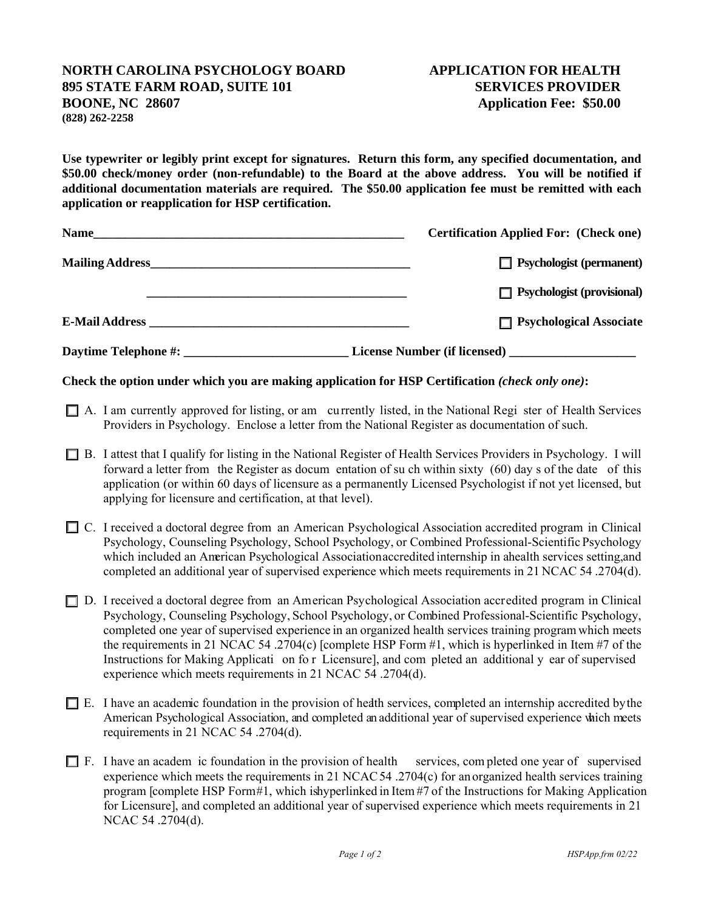**NORTH CAROLINA PSYCHOLOGY BOARD**
**895 STATE FARM ROAD, SUITE 101**
**BOONE, NC 28607**
**(828) 262-2258**

**APPLICATION FOR HEALTH SERVICES PROVIDER**
**Application Fee: $50.00**

**Use typewriter or legibly print except for signatures. Return this form, any specified documentation, and $50.00 check/money order (non-refundable) to the Board at the above address. You will be notified if additional documentation materials are required. The $50.00 application fee must be remitted with each application or reapplication for HSP certification.**

**Name**___________________________________________________

**Mailing Address**__________________________________________

__________________________________________

**E-Mail Address** __________________________________________

**Certification Applied For: (Check one)**

☐ **Psychologist (permanent)**

☐ **Psychologist (provisional)**

☐ **Psychological Associate**

**Daytime Telephone #:** __________________________ **License Number (if licensed)** ____________________

**Check the option under which you are making application for HSP Certification *(check only one)*:**

☐ A. I am currently approved for listing, or am currently listed, in the National Register of Health Services Providers in Psychology. Enclose a letter from the National Register as documentation of such.

☐ B. I attest that I qualify for listing in the National Register of Health Services Providers in Psychology. I will forward a letter from the Register as documentation of such within sixty (60) days of the date of this application (or within 60 days of licensure as a permanently Licensed Psychologist if not yet licensed, but applying for licensure and certification, at that level).

☐ C. I received a doctoral degree from an American Psychological Association accredited program in Clinical Psychology, Counseling Psychology, School Psychology, or Combined Professional-Scientific Psychology which included an American Psychological Association accredited internship in a health services setting, and completed an additional year of supervised experience which meets requirements in 21 NCAC 54 .2704(d).

☐ D. I received a doctoral degree from an American Psychological Association accredited program in Clinical Psychology, Counseling Psychology, School Psychology, or Combined Professional-Scientific Psychology, completed one year of supervised experience in an organized health services training program which meets the requirements in 21 NCAC 54 .2704(c) [complete HSP Form #1, which is hyperlinked in Item #7 of the Instructions for Making Application for Licensure], and completed an additional year of supervised experience which meets requirements in 21 NCAC 54 .2704(d).

☐ E. I have an academic foundation in the provision of health services, completed an internship accredited by the American Psychological Association, and completed an additional year of supervised experience which meets requirements in 21 NCAC 54 .2704(d).

☐ F. I have an academic foundation in the provision of health services, completed one year of supervised experience which meets the requirements in 21 NCAC 54 .2704(c) for an organized health services training program [complete HSP Form #1, which is hyperlinked in Item #7 of the Instructions for Making Application for Licensure], and completed an additional year of supervised experience which meets requirements in 21 NCAC 54 .2704(d).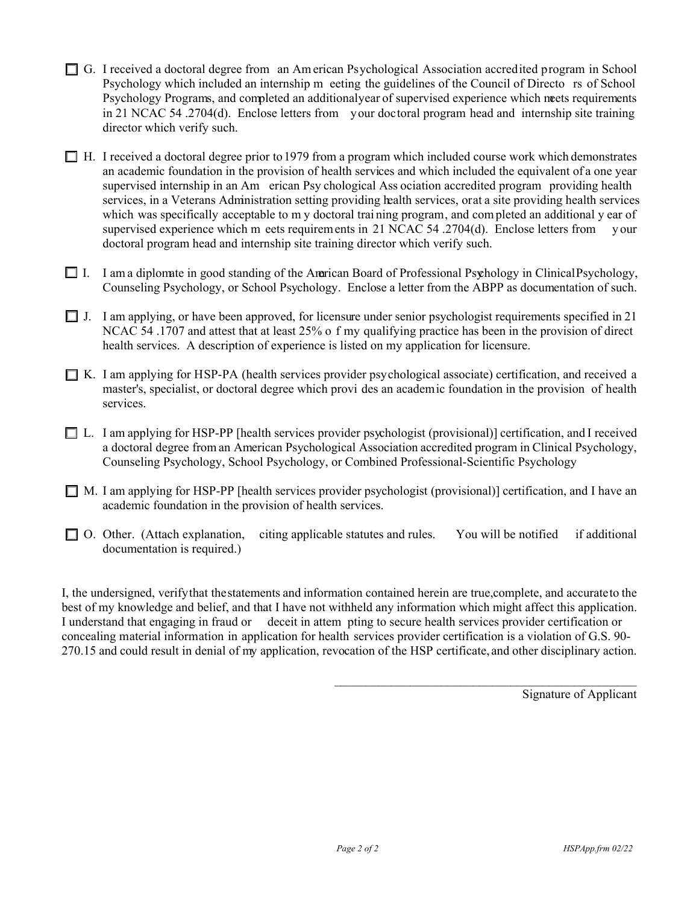- [ ] G. I received a doctoral degree from an American Psychological Association accredited program in School Psychology which included an internship meeting the guidelines of the Council of Directors of School Psychology Programs, and completed an additional year of supervised experience which meets requirements in 21 NCAC 54 .2704(d). Enclose letters from your doctoral program head and internship site training director which verify such.

- [ ] H. I received a doctoral degree prior to 1979 from a program which included course work which demonstrates an academic foundation in the provision of health services and which included the equivalent of a one year supervised internship in an American Psychological Association accredited program providing health services, in a Veterans Administration setting providing health services, or at a site providing health services which was specifically acceptable to my doctoral training program, and completed an additional year of supervised experience which meets requirements in 21 NCAC 54 .2704(d). Enclose letters from your doctoral program head and internship site training director which verify such.

- [ ] I. I am a diplomate in good standing of the American Board of Professional Psychology in Clinical Psychology, Counseling Psychology, or School Psychology. Enclose a letter from the ABPP as documentation of such.

- [ ] J. I am applying, or have been approved, for licensure under senior psychologist requirements specified in 21 NCAC 54 .1707 and attest that at least 25% of my qualifying practice has been in the provision of direct health services. A description of experience is listed on my application for licensure.

- [ ] K. I am applying for HSP-PA (health services provider psychological associate) certification, and received a master's, specialist, or doctoral degree which provides an academic foundation in the provision of health services.

- [ ] L. I am applying for HSP-PP [health services provider psychologist (provisional)] certification, and I received a doctoral degree from an American Psychological Association accredited program in Clinical Psychology, Counseling Psychology, School Psychology, or Combined Professional-Scientific Psychology

- [ ] M. I am applying for HSP-PP [health services provider psychologist (provisional)] certification, and I have an academic foundation in the provision of health services.

- [ ] O. Other. (Attach explanation, citing applicable statutes and rules. You will be notified if additional documentation is required.)

I, the undersigned, verify that the statements and information contained herein are true, complete, and accurate to the best of my knowledge and belief, and that I have not withheld any information which might affect this application. I understand that engaging in fraud or deceit in attempting to secure health services provider certification or concealing material information in application for health services provider certification is a violation of G.S. 90-270.15 and could result in denial of my application, revocation of the HSP certificate, and other disciplinary action.

\_\_\_\_\_\_\_\_\_\_\_\_\_\_\_\_\_\_\_\_\_\_\_\_\_\_\_\_\_\_\_\_\_\_\_\_\_\_\_\_

Signature of Applicant

HSPApp.frm 02/22